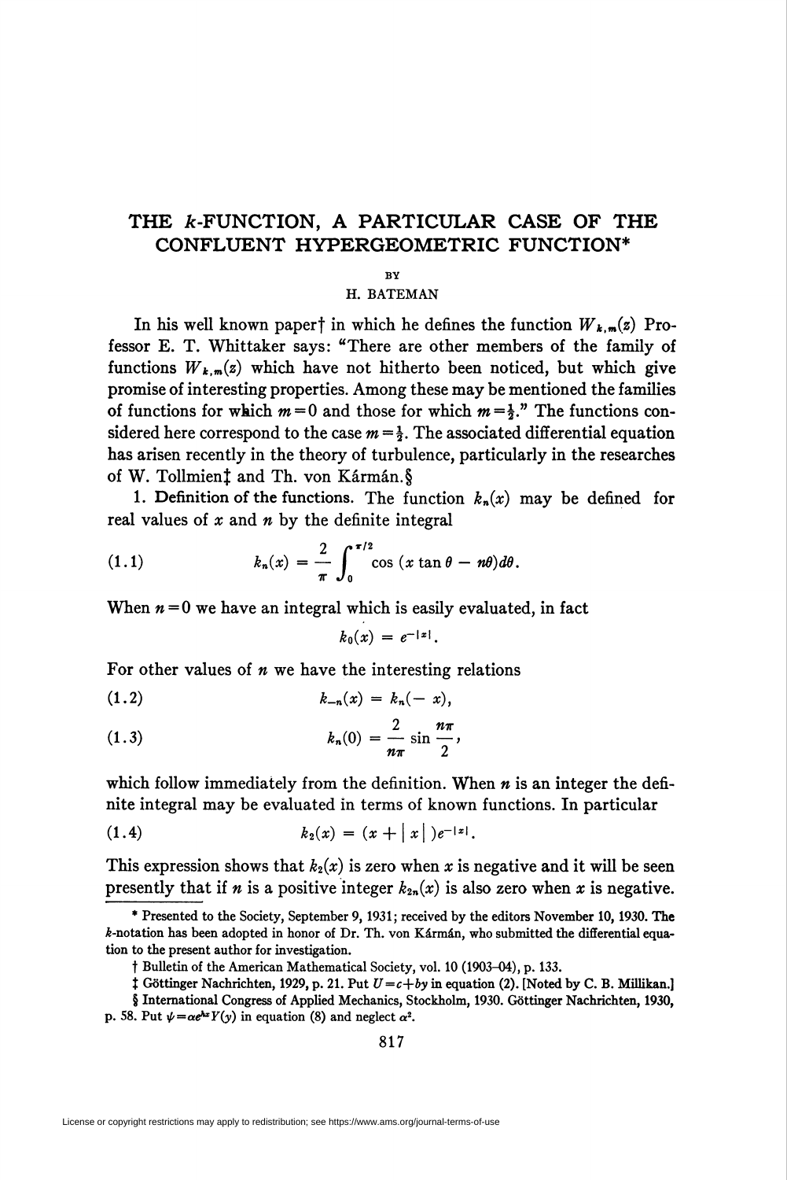# THE $k$-FUNCTION, A PARTICULAR CASE OF THE CONFLUENT HYPERGEOMETRIC FUNCTION*

BY

H. BATEMAN

In his well known paper† in which he defines the function $W_{k,m}(z)$ Professor E. T. Whittaker says: "There are other members of the family of functions $W_{k,m}(z)$ which have not hitherto been noticed, but which give promise of interesting properties. Among these may be mentioned the families of functions for which $m=0$ and those for which $m=\frac{1}{2}$." The functions considered here correspond to the case $m=\frac{1}{2}$. The associated differential equation has arisen recently in the theory of turbulence, particularly in the researches of W. Tollmien‡ and Th. von Kármán.§

1. **Definition of the functions.** The function $k_n(x)$ may be defined for real values of $x$ and $n$ by the definite integral

$$k_n(x) = \frac{2}{\pi}\int_0^{\pi/2} \cos\,(x\tan\theta - n\theta)d\theta. \tag{1.1}$$

When $n=0$ we have an integral which is easily evaluated, in fact

$$k_0(x) = e^{-|x|}.$$

For other values of $n$ we have the interesting relations

$$k_{-n}(x) = k_n(-x), \tag{1.2}$$

$$k_n(0) = \frac{2}{n\pi}\sin\frac{n\pi}{2}, \tag{1.3}$$

which follow immediately from the definition. When $n$ is an integer the definite integral may be evaluated in terms of known functions. In particular

$$k_2(x) = (x + |x|)e^{-|x|}. \tag{1.4}$$

This expression shows that $k_2(x)$ is zero when $x$ is negative and it will be seen presently that if $n$ is a positive integer $k_{2n}(x)$ is also zero when $x$ is negative.

---

\* Presented to the Society, September 9, 1931; received by the editors November 10, 1930. The $k$-notation has been adopted in honor of Dr. Th. von Kármán, who submitted the differential equation to the present author for investigation.

† Bulletin of the American Mathematical Society, vol. 10 (1903–04), p. 133.

‡ Göttinger Nachrichten, 1929, p. 21. Put $U=c+by$ in equation (2). [Noted by C. B. Millikan.]

§ International Congress of Applied Mechanics, Stockholm, 1930. Göttinger Nachrichten, 1930, p. 58. Put $\psi=\alpha e^{h\alpha x}Y(y)$ in equation (8) and neglect $\alpha^2$.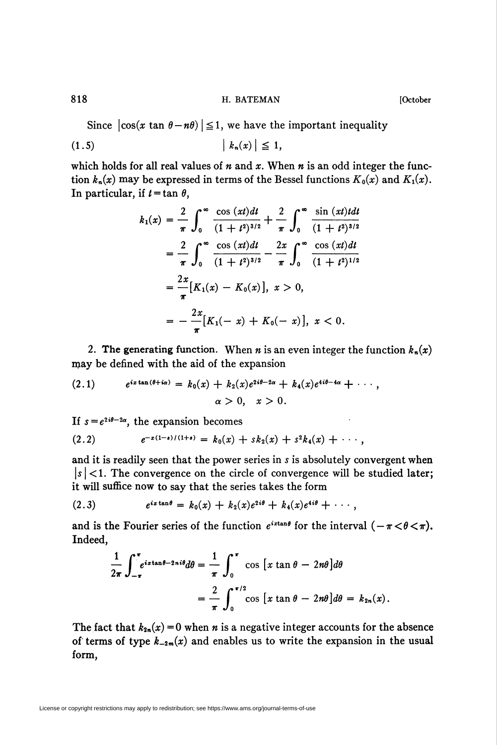Since $|\cos(x \tan \theta - n\theta)| \leqq 1$, we have the important inequality

$$|k_n(x)| \leqq 1, \tag{1.5}$$

which holds for all real values of $n$ and $x$. When $n$ is an odd integer the function $k_n(x)$ may be expressed in terms of the Bessel functions $K_0(x)$ and $K_1(x)$. In particular, if $t = \tan \theta$,

$$\begin{aligned} k_1(x) &= \frac{2}{\pi} \int_0^\infty \frac{\cos(xt)dt}{(1+t^2)^{3/2}} + \frac{2}{\pi} \int_0^\infty \frac{\sin(xt)tdt}{(1+t^2)^{3/2}} \\ &= \frac{2}{\pi} \int_0^\infty \frac{\cos(xt)dt}{(1+t^2)^{3/2}} - \frac{2x}{\pi} \int_0^\infty \frac{\cos(xt)dt}{(1+t^2)^{1/2}} \\ &= \frac{2x}{\pi}[K_1(x) - K_0(x)], \ x > 0, \\ &= -\frac{2x}{\pi}[K_1(-x) + K_0(-x)], \ x < 0. \end{aligned}$$

2. **The generating function.** When $n$ is an even integer the function $k_n(x)$ may be defined with the aid of the expansion

$$e^{ix \tan(\theta + i\alpha)} = k_0(x) + k_2(x)e^{2i\theta - 2\alpha} + k_4(x)e^{4i\theta - 4\alpha} + \cdots, \quad \alpha > 0, \quad x > 0. \tag{2.1}$$

If $s = e^{2i\theta - 2\alpha}$, the expansion becomes

$$e^{-x(1-s)/(1+s)} = k_0(x) + sk_2(x) + s^2 k_4(x) + \cdots, \tag{2.2}$$

and it is readily seen that the power series in $s$ is absolutely convergent when $|s| < 1$. The convergence on the circle of convergence will be studied later; it will suffice now to say that the series takes the form

$$e^{ix \tan \theta} = k_0(x) + k_2(x)e^{2i\theta} + k_4(x)e^{4i\theta} + \cdots, \tag{2.3}$$

and is the Fourier series of the function $e^{ix \tan \theta}$ for the interval $(-\pi < \theta < \pi)$. Indeed,

$$\begin{aligned} \frac{1}{2\pi} \int_{-\pi}^{\pi} e^{ix \tan \theta - 2ni\theta} d\theta &= \frac{1}{\pi} \int_0^\pi \cos\left[x \tan \theta - 2n\theta\right] d\theta \\ &= \frac{2}{\pi} \int_0^{\pi/2} \cos\left[x \tan \theta - 2n\theta\right] d\theta = k_{2n}(x). \end{aligned}$$

The fact that $k_{2n}(x) = 0$ when $n$ is a negative integer accounts for the absence of terms of type $k_{-2m}(x)$ and enables us to write the expansion in the usual form,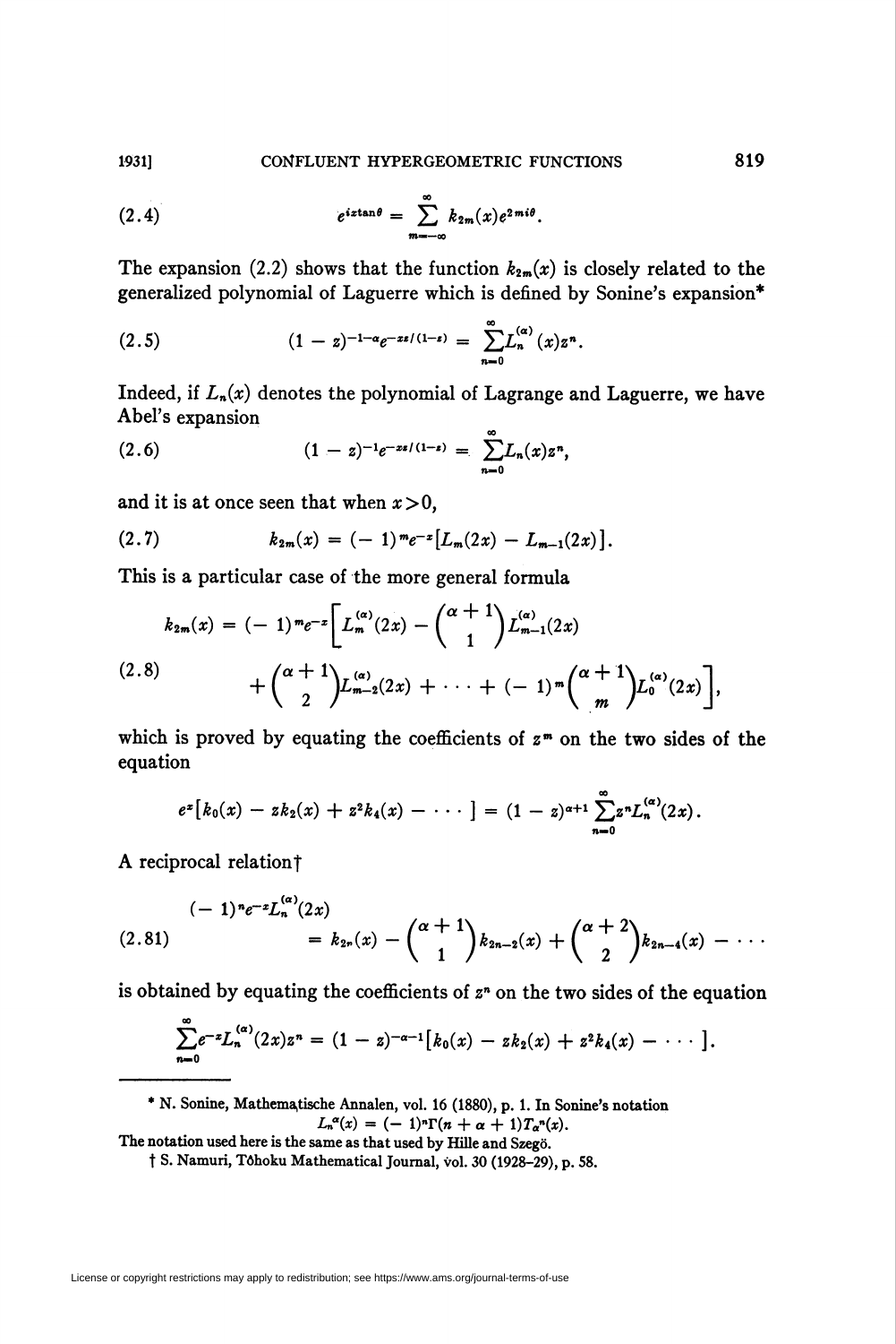$$e^{ix\tan\theta} = \sum_{m=-\infty}^{\infty} k_{2m}(x)e^{2mi\theta}. \tag{2.4}$$

The expansion (2.2) shows that the function $k_{2m}(x)$ is closely related to the generalized polynomial of Laguerre which is defined by Sonine's expansion*

$$(1-z)^{-1-\alpha}e^{-xz/(1-z)} = \sum_{n=0}^{\infty} L_n^{(\alpha)}(x)z^n. \tag{2.5}$$

Indeed, if $L_n(x)$ denotes the polynomial of Lagrange and Laguerre, we have Abel's expansion

$$(1-z)^{-1}e^{-xz/(1-z)} = \sum_{n=0}^{\infty} L_n(x)z^n, \tag{2.6}$$

and it is at once seen that when $x>0$,

$$k_{2m}(x) = (-1)^m e^{-x}[L_m(2x) - L_{m-1}(2x)]. \tag{2.7}$$

This is a particular case of the more general formula

$$\begin{aligned} k_{2m}(x) = (-1)^m e^{-x}\Big[ L_m^{(\alpha)}(2x) &- \binom{\alpha+1}{1} L_{m-1}^{(\alpha)}(2x) \\ &+ \binom{\alpha+1}{2} L_{m-2}^{(\alpha)}(2x) + \cdots + (-1)^m \binom{\alpha+1}{m} L_0^{(\alpha)}(2x)\Big], \end{aligned} \tag{2.8}$$

which is proved by equating the coefficients of $z^m$ on the two sides of the equation

$$e^x[k_0(x) - zk_2(x) + z^2k_4(x) - \cdots] = (1-z)^{\alpha+1}\sum_{n=0}^{\infty} z^n L_n^{(\alpha)}(2x).$$

A reciprocal relation†

$$(-1)^n e^{-x} L_n^{(\alpha)}(2x) = k_{2n}(x) - \binom{\alpha+1}{1}k_{2n-2}(x) + \binom{\alpha+2}{2}k_{2n-4}(x) - \cdots \tag{2.81}$$

is obtained by equating the coefficients of $z^n$ on the two sides of the equation

$$\sum_{n=0}^{\infty} e^{-x}L_n^{(\alpha)}(2x)z^n = (1-z)^{-\alpha-1}[k_0(x) - zk_2(x) + z^2k_4(x) - \cdots].$$

---

* N. Sonine, Mathematische Annalen, vol. 16 (1880), p. 1. In Sonine's notation

$$L_n^{\alpha}(x) = (-1)^n\Gamma(n+\alpha+1)T_\alpha^n(x).$$

The notation used here is the same as that used by Hille and Szegö.

† S. Namuri, Tôhoku Mathematical Journal, vol. 30 (1928–29), p. 58.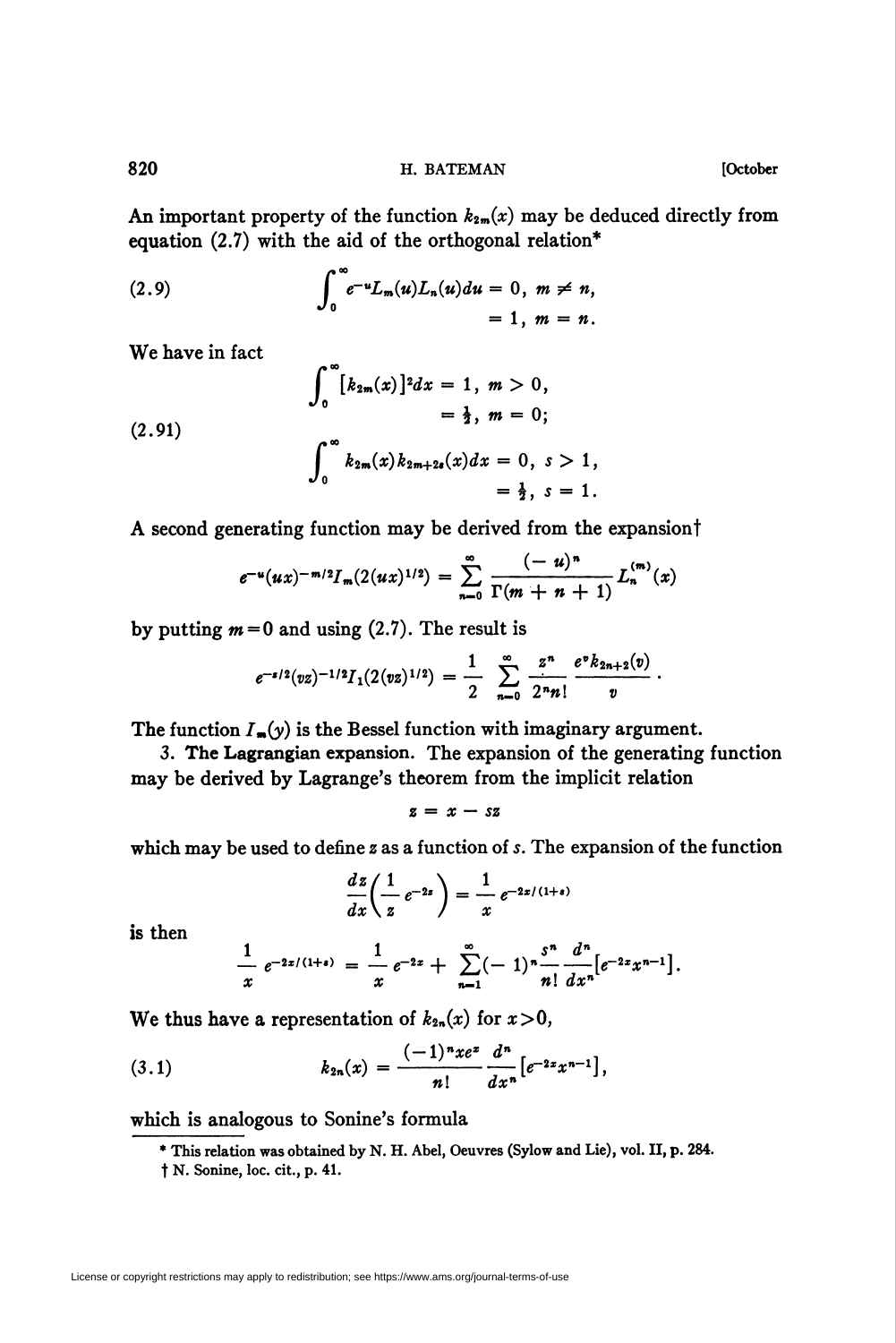An important property of the function $k_{2m}(x)$ may be deduced directly from equation (2.7) with the aid of the orthogonal relation*

$$
\int_0^\infty e^{-u} L_m(u) L_n(u) du = 0, \; m \neq n, \\
= 1, \; m = n. \tag{2.9}
$$

We have in fact

$$
\int_0^\infty [k_{2m}(x)]^2 dx = 1, \; m > 0, \\
= \tfrac{1}{2}, \; m = 0;
$$

$$
\int_0^\infty k_{2m}(x) k_{2m+2s}(x) dx = 0, \; s > 1, \\
= \tfrac{1}{2}, \; s = 1. \tag{2.91}
$$

A second generating function may be derived from the expansion†

$$
e^{-u}(ux)^{-m/2} I_m(2(ux)^{1/2}) = \sum_{n=0}^\infty \frac{(-u)^n}{\Gamma(m+n+1)} L_n^{(m)}(x)
$$

by putting $m=0$ and using (2.7). The result is

$$
e^{-z/2}(vz)^{-1/2} I_1(2(vz)^{1/2}) = \frac{1}{2} \sum_{n=0}^\infty \frac{z^n}{2^n n!} \frac{e^v k_{2n+2}(v)}{v}.
$$

The function $I_m(y)$ is the Bessel function with imaginary argument.

3. **The Lagrangian expansion.** The expansion of the generating function may be derived by Lagrange's theorem from the implicit relation

$$
z = x - sz
$$

which may be used to define $z$ as a function of $s$. The expansion of the function

$$
\frac{dz}{dx}\left(\frac{1}{z} e^{-2z}\right) = \frac{1}{x} e^{-2x/(1+s)}
$$

is then

$$
\frac{1}{x} e^{-2x/(1+s)} = \frac{1}{x} e^{-2x} + \sum_{n=1}^\infty (-1)^n \frac{s^n}{n!} \frac{d^n}{dx^n}\left[e^{-2x} x^{n-1}\right].
$$

We thus have a representation of $k_{2n}(x)$ for $x>0$,

$$
k_{2n}(x) = \frac{(-1)^n x e^x}{n!} \frac{d^n}{dx^n}\left[e^{-2x} x^{n-1}\right], \tag{3.1}
$$

which is analogous to Sonine's formula

* This relation was obtained by N. H. Abel, Oeuvres (Sylow and Lie), vol. II, p. 284.

† N. Sonine, loc. cit., p. 41.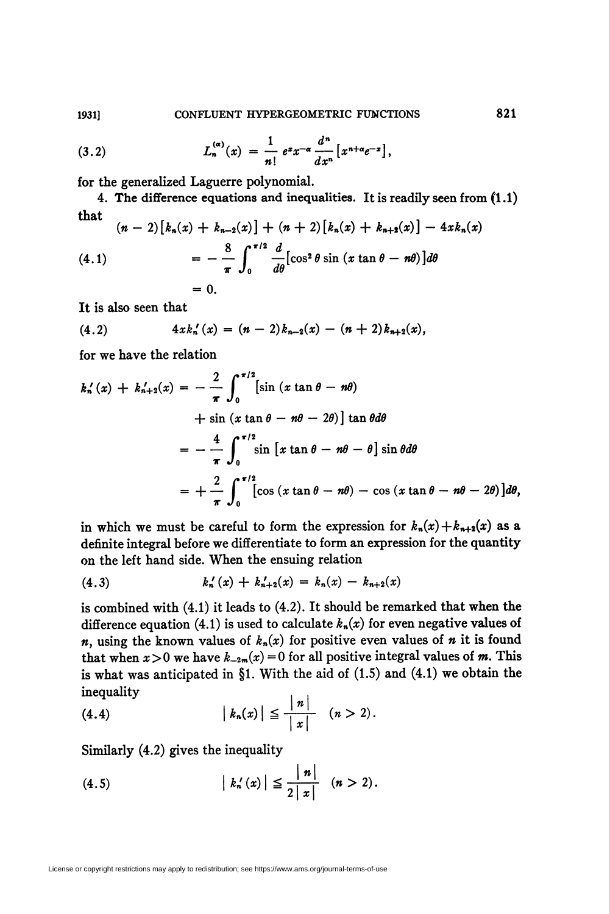$$(3.2) \qquad L_n^{(\alpha)}(x) = \frac{1}{n!} e^x x^{-\alpha} \frac{d^n}{dx^n} [x^{n+\alpha} e^{-x}],$$

for the generalized Laguerre polynomial.

**4. The difference equations and inequalities.** It is readily seen from (1.1) that

$$(4.1) \qquad \begin{aligned} &(n-2)[k_n(x) + k_{n-2}(x)] + (n+2)[k_n(x) + k_{n+2}(x)] - 4xk_n(x) \\ &= -\frac{8}{\pi} \int_0^{\pi/2} \frac{d}{d\theta}[\cos^2\theta \sin(x\tan\theta - n\theta)]d\theta \\ &= 0. \end{aligned}$$

It is also seen that

$$(4.2) \qquad 4xk_n'(x) = (n-2)k_{n-2}(x) - (n+2)k_{n+2}(x),$$

for we have the relation

$$\begin{aligned} k_n'(x) + k_{n+2}'(x) &= -\frac{2}{\pi} \int_0^{\pi/2} [\sin(x\tan\theta - n\theta) \\ &\quad + \sin(x\tan\theta - n\theta - 2\theta)] \tan\theta d\theta \\ &= -\frac{4}{\pi} \int_0^{\pi/2} \sin[x\tan\theta - n\theta - \theta] \sin\theta d\theta \\ &= +\frac{2}{\pi} \int_0^{\pi/2} [\cos(x\tan\theta - n\theta) - \cos(x\tan\theta - n\theta - 2\theta)]d\theta, \end{aligned}$$

in which we must be careful to form the expression for $k_n(x) + k_{n+2}(x)$ as a definite integral before we differentiate to form an expression for the quantity on the left hand side. When the ensuing relation

$$(4.3) \qquad k_n'(x) + k_{n+2}'(x) = k_n(x) - k_{n+2}(x)$$

is combined with (4.1) it leads to (4.2). It should be remarked that when the difference equation (4.1) is used to calculate $k_n(x)$ for even negative values of $n$, using the known values of $k_n(x)$ for positive even values of $n$ it is found that when $x > 0$ we have $k_{-2m}(x) = 0$ for all positive integral values of $m$. This is what was anticipated in §1. With the aid of (1.5) and (4.1) we obtain the inequality

$$(4.4) \qquad |k_n(x)| \leqq \frac{|n|}{|x|} \quad (n > 2).$$

Similarly (4.2) gives the inequality

$$(4.5) \qquad |k_n'(x)| \leqq \frac{|n|}{2|x|} \quad (n > 2).$$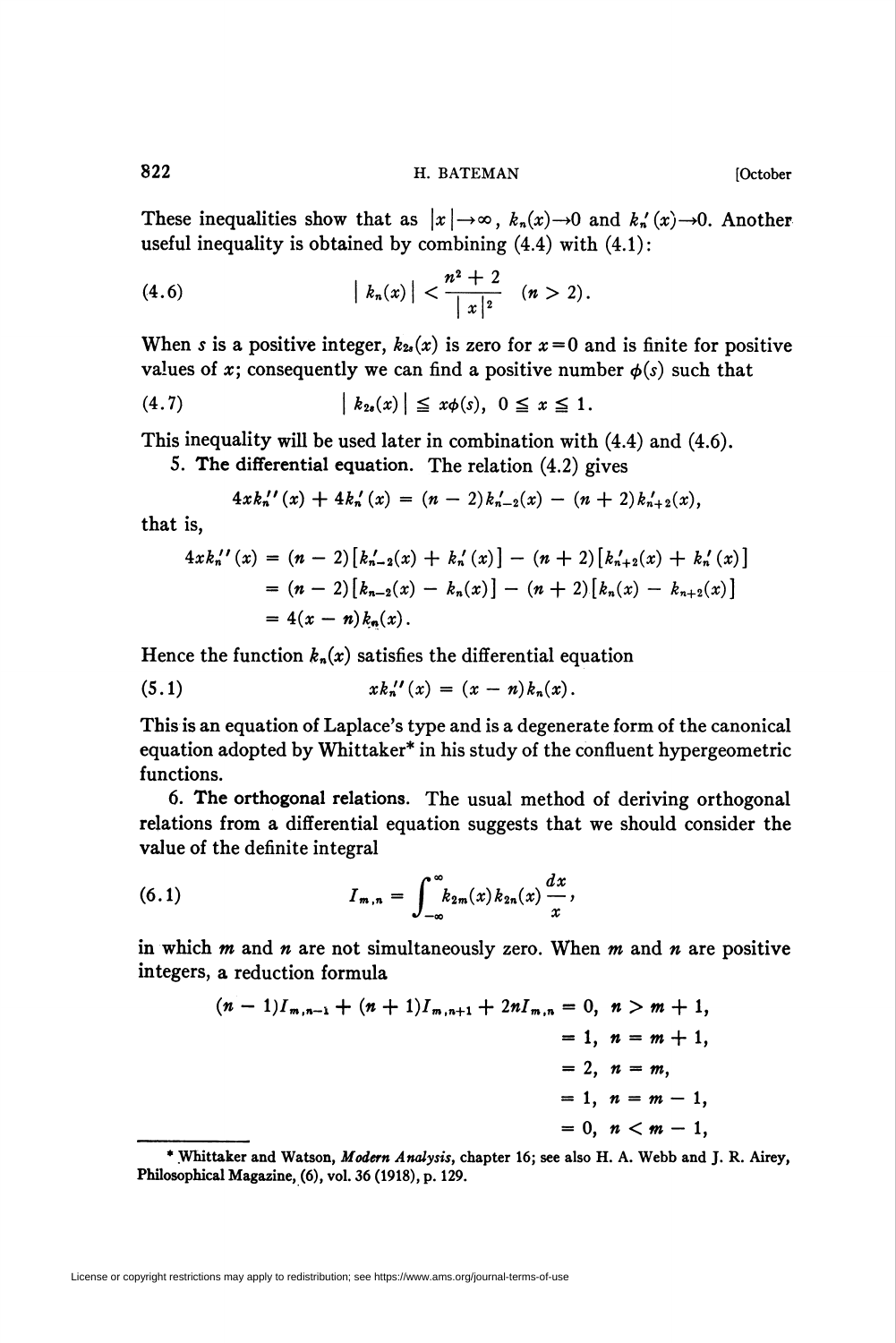These inequalities show that as $|x|\to\infty$, $k_n(x)\to 0$ and $k_n'(x)\to 0$. Another useful inequality is obtained by combining (4.4) with (4.1):

$$|k_n(x)| < \frac{n^2+2}{|x|^2} \quad (n > 2). \tag{4.6}$$

When $s$ is a positive integer, $k_{2s}(x)$ is zero for $x=0$ and is finite for positive values of $x$; consequently we can find a positive number $\phi(s)$ such that

$$|k_{2s}(x)| \leqq x\phi(s), \quad 0 \leqq x \leqq 1. \tag{4.7}$$

This inequality will be used later in combination with (4.4) and (4.6).

**5. The differential equation.** The relation (4.2) gives

$$4xk_n''(x) + 4k_n'(x) = (n-2)k_{n-2}'(x) - (n+2)k_{n+2}'(x),$$

that is,

$$\begin{aligned}
4xk_n''(x) &= (n-2)[k_{n-2}'(x) + k_n'(x)] - (n+2)[k_{n+2}'(x) + k_n'(x)] \\
&= (n-2)[k_{n-2}(x) - k_n(x)] - (n+2)[k_n(x) - k_{n+2}(x)] \\
&= 4(x-n)k_n(x).
\end{aligned}$$

Hence the function $k_n(x)$ satisfies the differential equation

$$xk_n''(x) = (x-n)k_n(x). \tag{5.1}$$

This is an equation of Laplace's type and is a degenerate form of the canonical equation adopted by Whittaker* in his study of the confluent hypergeometric functions.

**6. The orthogonal relations.** The usual method of deriving orthogonal relations from a differential equation suggests that we should consider the value of the definite integral

$$I_{m,n} = \int_{-\infty}^{\infty} k_{2m}(x)k_{2n}(x)\frac{dx}{x}, \tag{6.1}$$

in which $m$ and $n$ are not simultaneously zero. When $m$ and $n$ are positive integers, a reduction formula

$$\begin{aligned}
(n-1)I_{m,n-1} + (n+1)I_{m,n+1} + 2nI_{m,n} &= 0, \quad n > m+1, \\
&= 1, \quad n = m+1, \\
&= 2, \quad n = m, \\
&= 1, \quad n = m-1, \\
&= 0, \quad n < m-1,
\end{aligned}$$

---

\* Whittaker and Watson, *Modern Analysis*, chapter 16; see also H. A. Webb and J. R. Airey, Philosophical Magazine, (6), vol. 36 (1918), p. 129.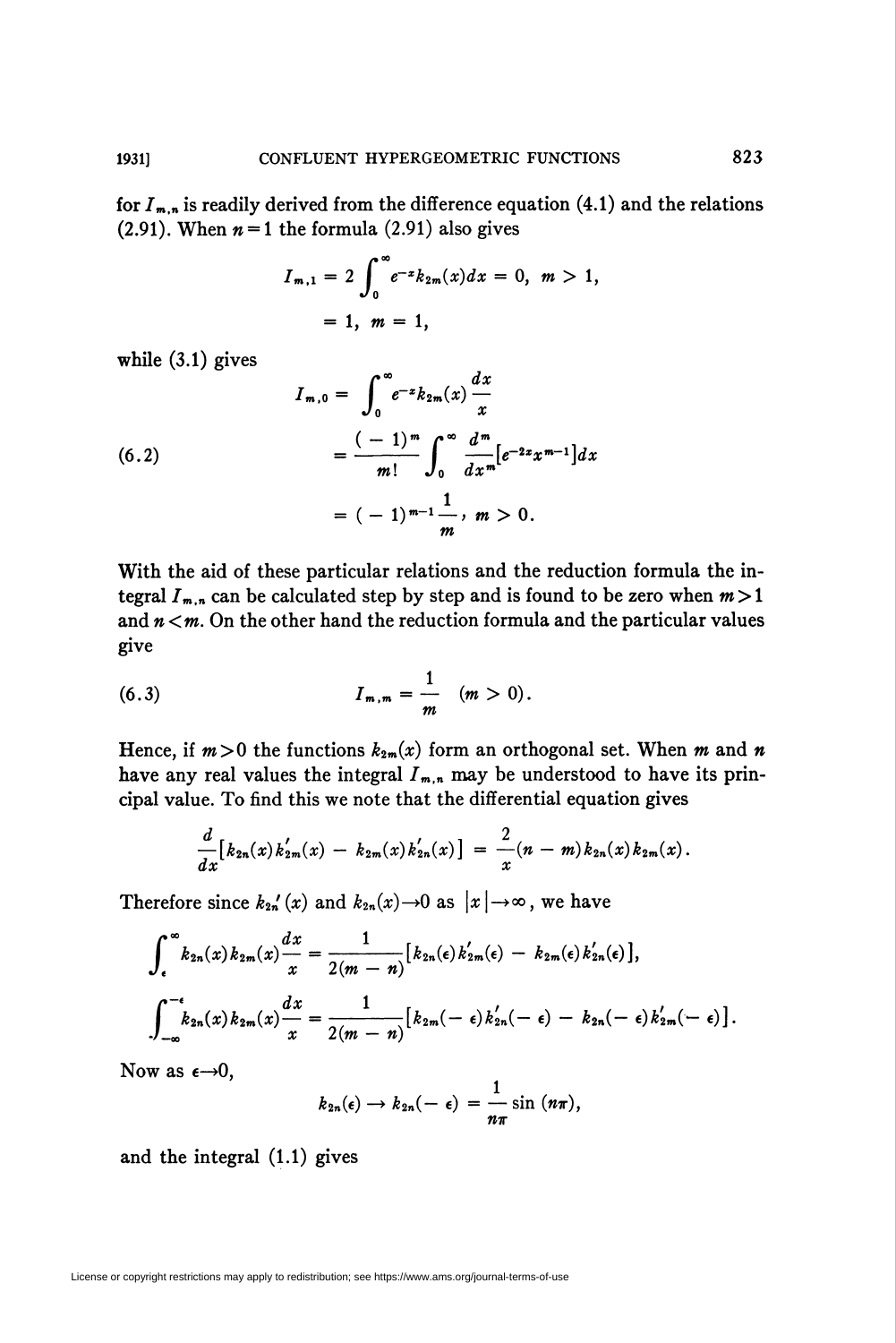for $I_{m,n}$ is readily derived from the difference equation (4.1) and the relations (2.91). When $n=1$ the formula (2.91) also gives

$$I_{m,1} = 2\int_0^\infty e^{-x}k_{2m}(x)dx = 0, \; m > 1,$$

$$= 1, \; m = 1,$$

while (3.1) gives

$$
\begin{aligned}
I_{m,0} &= \int_0^\infty e^{-x}k_{2m}(x)\frac{dx}{x} \\
&= \frac{(-1)^m}{m!}\int_0^\infty \frac{d^m}{dx^m}[e^{-2x}x^{m-1}]dx \qquad (6.2)\\
&= (-1)^{m-1}\frac{1}{m}, \; m > 0.
\end{aligned}
$$

With the aid of these particular relations and the reduction formula the integral $I_{m,n}$ can be calculated step by step and is found to be zero when $m>1$ and $n<m$. On the other hand the reduction formula and the particular values give

$$I_{m,m} = \frac{1}{m} \quad (m > 0). \tag{6.3}$$

Hence, if $m>0$ the functions $k_{2m}(x)$ form an orthogonal set. When $m$ and $n$ have any real values the integral $I_{m,n}$ may be understood to have its principal value. To find this we note that the differential equation gives

$$\frac{d}{dx}[k_{2n}(x)k_{2m}'(x) - k_{2m}(x)k_{2n}'(x)] = \frac{2}{x}(n-m)k_{2n}(x)k_{2m}(x).$$

Therefore since $k_{2n}'(x)$ and $k_{2n}(x)\to 0$ as $|x|\to\infty$, we have

$$\int_\epsilon^\infty k_{2n}(x)k_{2m}(x)\frac{dx}{x} = \frac{1}{2(m-n)}[k_{2n}(\epsilon)k_{2m}'(\epsilon) - k_{2m}(\epsilon)k_{2n}'(\epsilon)],$$

$$\int_{-\infty}^{-\epsilon} k_{2n}(x)k_{2m}(x)\frac{dx}{x} = \frac{1}{2(m-n)}[k_{2m}(-\epsilon)k_{2n}'(-\epsilon) - k_{2n}(-\epsilon)k_{2m}'(-\epsilon)].$$

Now as $\epsilon\to 0$,

$$k_{2n}(\epsilon) \to k_{2n}(-\epsilon) = \frac{1}{n\pi}\sin(n\pi),$$

and the integral (1.1) gives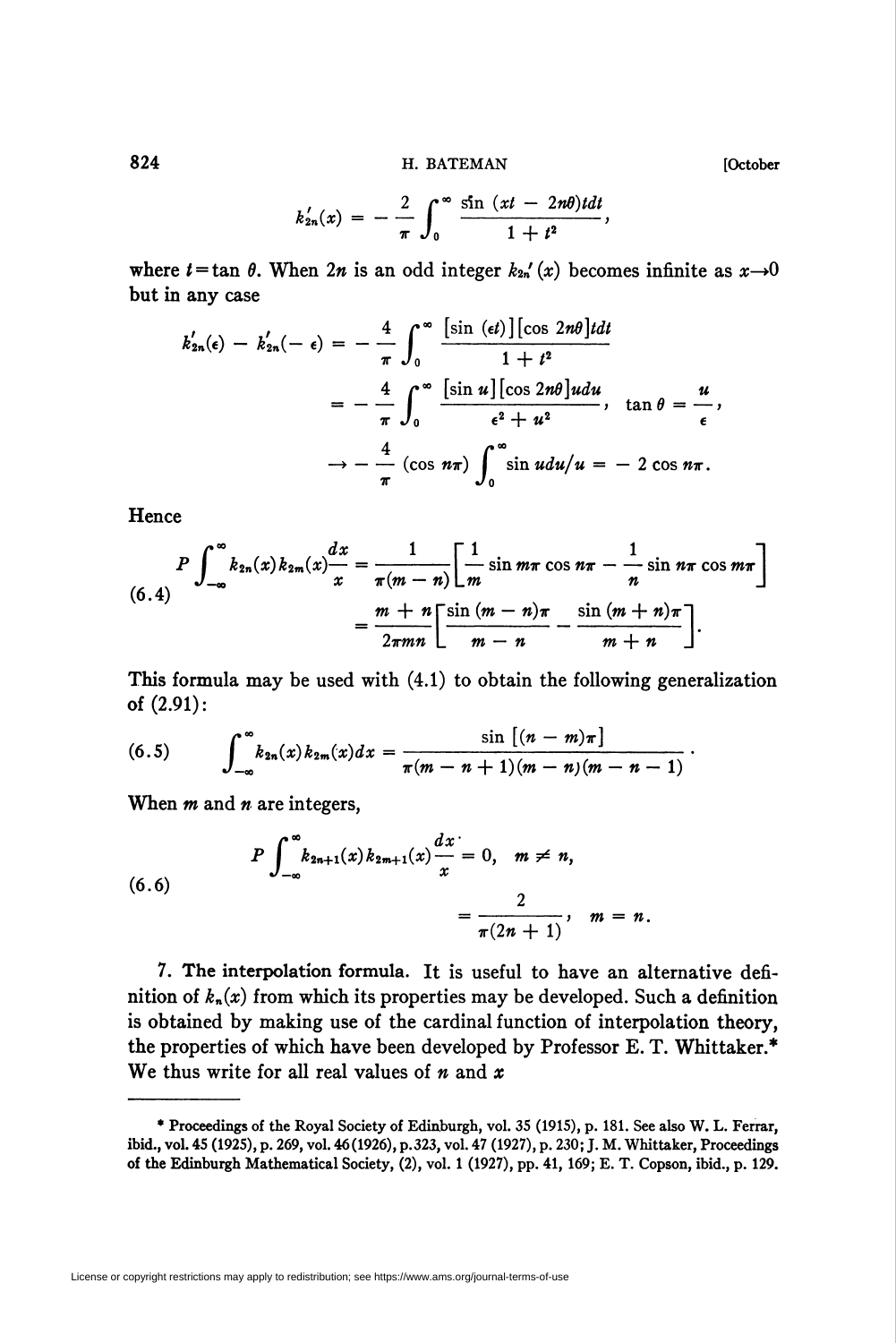$$k'_{2n}(x) = -\frac{2}{\pi}\int_0^\infty \frac{\sin(xt - 2n\theta)tdt}{1+t^2},$$

where $t = \tan\theta$. When $2n$ is an odd integer $k_{2n}'(x)$ becomes infinite as $x \to 0$ but in any case

$$\begin{aligned}
k'_{2n}(\epsilon) - k'_{2n}(-\epsilon) &= -\frac{4}{\pi}\int_0^\infty \frac{[\sin(\epsilon t)][\cos 2n\theta]tdt}{1+t^2} \\
&= -\frac{4}{\pi}\int_0^\infty \frac{[\sin u][\cos 2n\theta]udu}{\epsilon^2 + u^2}, \quad \tan\theta = \frac{u}{\epsilon}, \\
&\to -\frac{4}{\pi}(\cos n\pi)\int_0^\infty \sin u du/u = -2\cos n\pi.
\end{aligned}$$

Hence

$$\begin{aligned}
(6.4)\qquad P\int_{-\infty}^\infty k_{2n}(x)k_{2m}(x)\frac{dx}{x} &= \frac{1}{\pi(m-n)}\left[\frac{1}{m}\sin m\pi\cos n\pi - \frac{1}{n}\sin n\pi\cos m\pi\right] \\
&= \frac{m+n}{2\pi mn}\left[\frac{\sin(m-n)\pi}{m-n} - \frac{\sin(m+n)\pi}{m+n}\right].
\end{aligned}$$

This formula may be used with (4.1) to obtain the following generalization of (2.91):

$$(6.5)\qquad \int_{-\infty}^\infty k_{2n}(x)k_{2m}(x)dx = \frac{\sin[(n-m)\pi]}{\pi(m-n+1)(m-n)(m-n-1)}.$$

When $m$ and $n$ are integers,

$$\begin{aligned}
(6.6)\qquad P\int_{-\infty}^\infty k_{2n+1}(x)k_{2m+1}(x)\frac{dx}{x} &= 0, \quad m \neq n, \\
&= \frac{2}{\pi(2n+1)}, \quad m = n.
\end{aligned}$$

**7. The interpolation formula.** It is useful to have an alternative definition of $k_n(x)$ from which its properties may be developed. Such a definition is obtained by making use of the cardinal function of interpolation theory, the properties of which have been developed by Professor E. T. Whittaker.* We thus write for all real values of $n$ and $x$

---

\* Proceedings of the Royal Society of Edinburgh, vol. 35 (1915), p. 181. See also W. L. Ferrar, ibid., vol. 45 (1925), p. 269, vol. 46 (1926), p. 323, vol. 47 (1927), p. 230; J. M. Whittaker, Proceedings of the Edinburgh Mathematical Society, (2), vol. 1 (1927), pp. 41, 169; E. T. Copson, ibid., p. 129.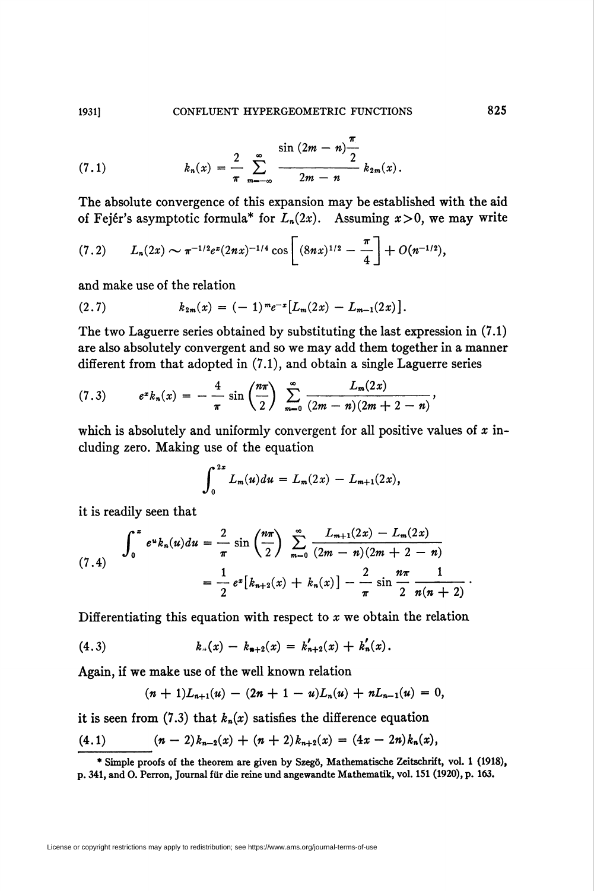$$k_n(x) = \frac{2}{\pi} \sum_{m=-\infty}^{\infty} \frac{\sin (2m - n)\dfrac{\pi}{2}}{2m - n} k_{2m}(x). \tag{7.1}$$

The absolute convergence of this expansion may be established with the aid of Fejér's asymptotic formula* for $L_n(2x)$. Assuming $x>0$, we may write

$$L_n(2x) \sim \pi^{-1/2} e^x (2nx)^{-1/4} \cos \left[ (8nx)^{1/2} - \frac{\pi}{4} \right] + O(n^{-1/2}), \tag{7.2}$$

and make use of the relation

$$k_{2m}(x) = (-1)^m e^{-x} [L_m(2x) - L_{m-1}(2x)]. \tag{2.7}$$

The two Laguerre series obtained by substituting the last expression in (7.1) are also absolutely convergent and so we may add them together in a manner different from that adopted in (7.1), and obtain a single Laguerre series

$$e^x k_n(x) = -\frac{4}{\pi} \sin \left( \frac{n\pi}{2} \right) \sum_{m=0}^{\infty} \frac{L_m(2x)}{(2m-n)(2m+2-n)}, \tag{7.3}$$

which is absolutely and uniformly convergent for all positive values of $x$ including zero. Making use of the equation

$$\int_0^{2x} L_m(u)du = L_m(2x) - L_{m+1}(2x),$$

it is readily seen that

$$\begin{aligned} \int_0^x e^u k_n(u)du &= \frac{2}{\pi} \sin \left( \frac{n\pi}{2} \right) \sum_{m=0}^{\infty} \frac{L_{m+1}(2x) - L_m(2x)}{(2m-n)(2m+2-n)} \\ &= \frac{1}{2} e^x [k_{n+2}(x) + k_n(x)] - \frac{2}{\pi} \sin \frac{n\pi}{2} \frac{1}{n(n+2)}. \end{aligned} \tag{7.4}$$

Differentiating this equation with respect to $x$ we obtain the relation

$$k_n(x) - k_{n+2}(x) = k'_{n+2}(x) + k'_n(x). \tag{4.3}$$

Again, if we make use of the well known relation

$$(n+1)L_{n+1}(u) - (2n+1-u)L_n(u) + nL_{n-1}(u) = 0,$$

it is seen from (7.3) that $k_n(x)$ satisfies the difference equation

$$(n-2)k_{n-2}(x) + (n+2)k_{n+2}(x) = (4x - 2n)k_n(x), \tag{4.1}$$

---

\* Simple proofs of the theorem are given by Szegö, Mathematische Zeitschrift, vol. 1 (1918), p. 341, and O. Perron, Journal für die reine und angewandte Mathematik, vol. 151 (1920), p. 163.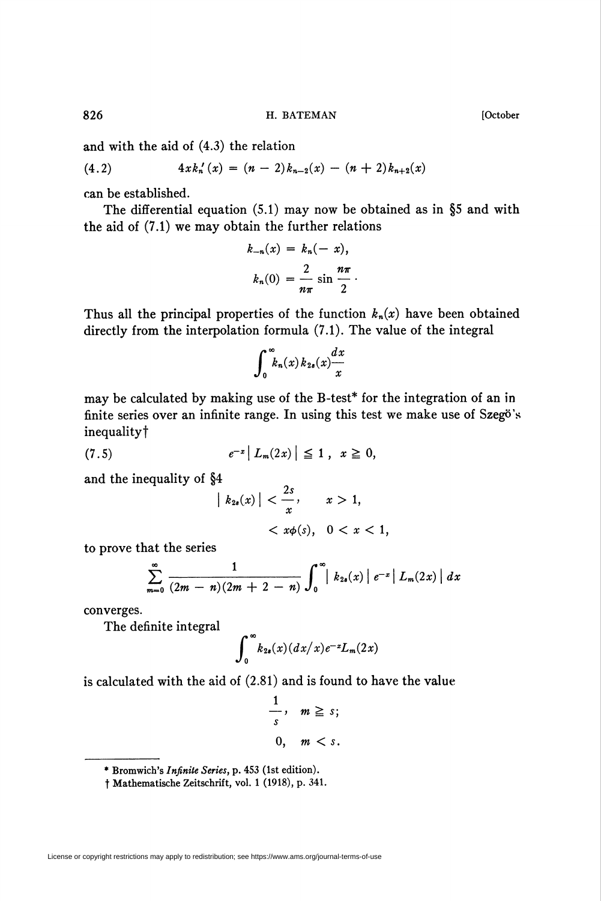and with the aid of (4.3) the relation

$$(4.2) \qquad 4xk_n'(x) = (n-2)k_{n-2}(x) - (n+2)k_{n+2}(x)$$

can be established.

The differential equation (5.1) may now be obtained as in §5 and with the aid of (7.1) we may obtain the further relations

$$k_{-n}(x) = k_n(-x),$$

$$k_n(0) = \frac{2}{n\pi} \sin \frac{n\pi}{2} \cdot$$

Thus all the principal properties of the function $k_n(x)$ have been obtained directly from the interpolation formula (7.1). The value of the integral

$$\int_0^\infty k_n(x) k_{2s}(x) \frac{dx}{x}$$

may be calculated by making use of the B-test* for the integration of an in finite series over an infinite range. In using this test we make use of Szegö's inequality†

$$(7.5) \qquad e^{-x} | L_m(2x) | \leqq 1, \quad x \geqq 0,$$

and the inequality of §4

$$| k_{2s}(x) | < \frac{2s}{x}, \qquad x > 1,$$

$$< x\phi(s), \quad 0 < x < 1,$$

to prove that the series

$$\sum_{m=0}^\infty \frac{1}{(2m-n)(2m+2-n)} \int_0^\infty | k_{2s}(x) | \, e^{-x} | L_m(2x) | \, dx$$

converges.

The definite integral

$$\int_0^\infty k_{2s}(x)(dx/x)e^{-x}L_m(2x)$$

is calculated with the aid of (2.81) and is found to have the value

$$\frac{1}{s}, \quad m \geqq s;$$

$$0, \quad m < s.$$

---

\* Bromwich's *Infinite Series*, p. 453 (1st edition).

† Mathematische Zeitschrift, vol. 1 (1918), p. 341.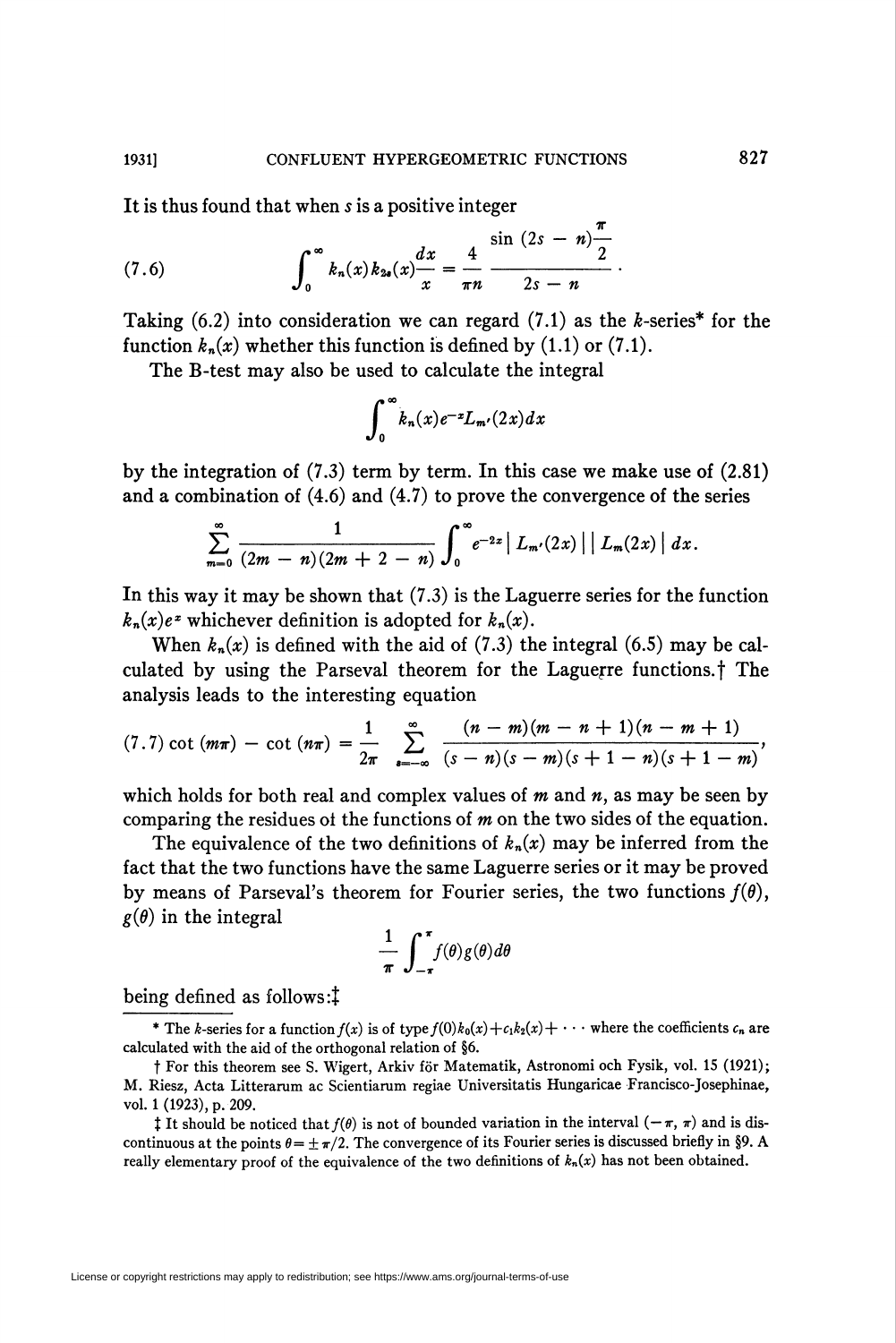It is thus found that when $s$ is a positive integer

$$(7.6) \qquad \int_0^\infty k_n(x) k_{2s}(x) \frac{dx}{x} = \frac{4}{\pi n} \frac{\sin (2s - n)\dfrac{\pi}{2}}{2s - n}.$$

Taking (6.2) into consideration we can regard (7.1) as the $k$-series* for the function $k_n(x)$ whether this function is defined by (1.1) or (7.1).

The B-test may also be used to calculate the integral

$$\int_0^\infty k_n(x) e^{-x} L_{m'}(2x) dx$$

by the integration of (7.3) term by term. In this case we make use of (2.81) and a combination of (4.6) and (4.7) to prove the convergence of the series

$$\sum_{m=0}^\infty \frac{1}{(2m - n)(2m + 2 - n)} \int_0^\infty e^{-2x} \left| L_{m'}(2x) \right| \left| L_m(2x) \right| dx.$$

In this way it may be shown that (7.3) is the Laguerre series for the function $k_n(x)e^x$ whichever definition is adopted for $k_n(x)$.

When $k_n(x)$ is defined with the aid of (7.3) the integral (6.5) may be calculated by using the Parseval theorem for the Laguerre functions.† The analysis leads to the interesting equation

$$(7.7) \cot (m\pi) - \cot (n\pi) = \frac{1}{2\pi} \sum_{s=-\infty}^{\infty} \frac{(n - m)(m - n + 1)(n - m + 1)}{(s - n)(s - m)(s + 1 - n)(s + 1 - m)},$$

which holds for both real and complex values of $m$ and $n$, as may be seen by comparing the residues of the functions of $m$ on the two sides of the equation.

The equivalence of the two definitions of $k_n(x)$ may be inferred from the fact that the two functions have the same Laguerre series or it may be proved by means of Parseval's theorem for Fourier series, the two functions $f(\theta)$, $g(\theta)$ in the integral

$$\frac{1}{\pi} \int_{-\pi}^{\pi} f(\theta) g(\theta) d\theta$$

being defined as follows:‡

---

\* The $k$-series for a function $f(x)$ is of type $f(0)k_0(x) + c_1 k_2(x) + \cdots$ where the coefficients $c_n$ are calculated with the aid of the orthogonal relation of §6.

† For this theorem see S. Wigert, Arkiv för Matematik, Astronomi och Fysik, vol. 15 (1921); M. Riesz, Acta Litterarum ac Scientiarum regiae Universitatis Hungaricae Francisco-Josephinae, vol. 1 (1923), p. 209.

‡ It should be noticed that $f(\theta)$ is not of bounded variation in the interval $(-\pi, \pi)$ and is discontinuous at the points $\theta = \pm \pi/2$. The convergence of its Fourier series is discussed briefly in §9. A really elementary proof of the equivalence of the two definitions of $k_n(x)$ has not been obtained.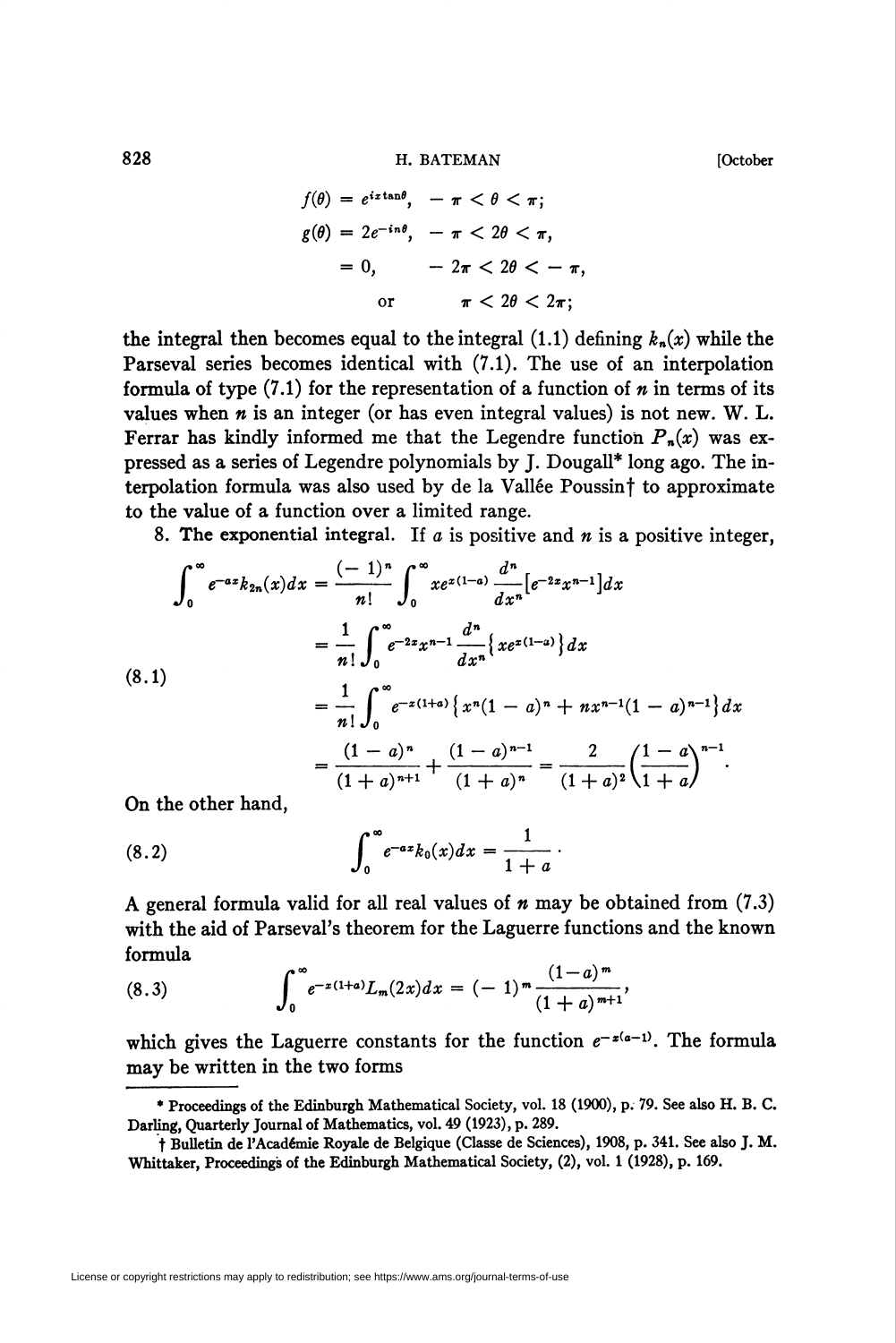$$f(\theta) = e^{ix\tan\theta}, \quad -\pi < \theta < \pi;$$

$$g(\theta) = 2e^{-in\theta}, \quad -\pi < 2\theta < \pi,$$

$$= 0, \quad -2\pi < 2\theta < -\pi,$$

$$\text{or} \quad \pi < 2\theta < 2\pi;$$

the integral then becomes equal to the integral (1.1) defining $k_n(x)$ while the Parseval series becomes identical with (7.1). The use of an interpolation formula of type (7.1) for the representation of a function of $n$ in terms of its values when $n$ is an integer (or has even integral values) is not new. W. L. Ferrar has kindly informed me that the Legendre function $P_n(x)$ was expressed as a series of Legendre polynomials by J. Dougall* long ago. The interpolation formula was also used by de la Vallée Poussin† to approximate to the value of a function over a limited range.

**8. The exponential integral.** If $a$ is positive and $n$ is a positive integer,

$$
\begin{aligned}
\int_0^\infty e^{-ax} k_{2n}(x)dx &= \frac{(-1)^n}{n!}\int_0^\infty xe^{x(1-a)}\frac{d^n}{dx^n}\left[e^{-2x}x^{n-1}\right]dx \\
&= \frac{1}{n!}\int_0^\infty e^{-2x}x^{n-1}\frac{d^n}{dx^n}\left\{xe^{x(1-a)}\right\}dx \\
&= \frac{1}{n!}\int_0^\infty e^{-x(1+a)}\left\{x^n(1-a)^n + nx^{n-1}(1-a)^{n-1}\right\}dx \\
&= \frac{(1-a)^n}{(1+a)^{n+1}} + \frac{(1-a)^{n-1}}{(1+a)^n} = \frac{2}{(1+a)^2}\left(\frac{1-a}{1+a}\right)^{n-1}.
\end{aligned}
\tag{8.1}
$$

On the other hand,

$$\int_0^\infty e^{-ax}k_0(x)dx = \frac{1}{1+a}\cdot \tag{8.2}$$

A general formula valid for all real values of $n$ may be obtained from (7.3) with the aid of Parseval's theorem for the Laguerre functions and the known formula

$$\int_0^\infty e^{-x(1+a)}L_m(2x)dx = (-1)^m\frac{(1-a)^m}{(1+a)^{m+1}}, \tag{8.3}$$

which gives the Laguerre constants for the function $e^{-x(a-1)}$. The formula may be written in the two forms

---

\* Proceedings of the Edinburgh Mathematical Society, vol. 18 (1900), p. 79. See also H. B. C. Darling, Quarterly Journal of Mathematics, vol. 49 (1923), p. 289.

† Bulletin de l'Académie Royale de Belgique (Classe de Sciences), 1908, p. 341. See also J. M. Whittaker, Proceedings of the Edinburgh Mathematical Society, (2), vol. 1 (1928), p. 169.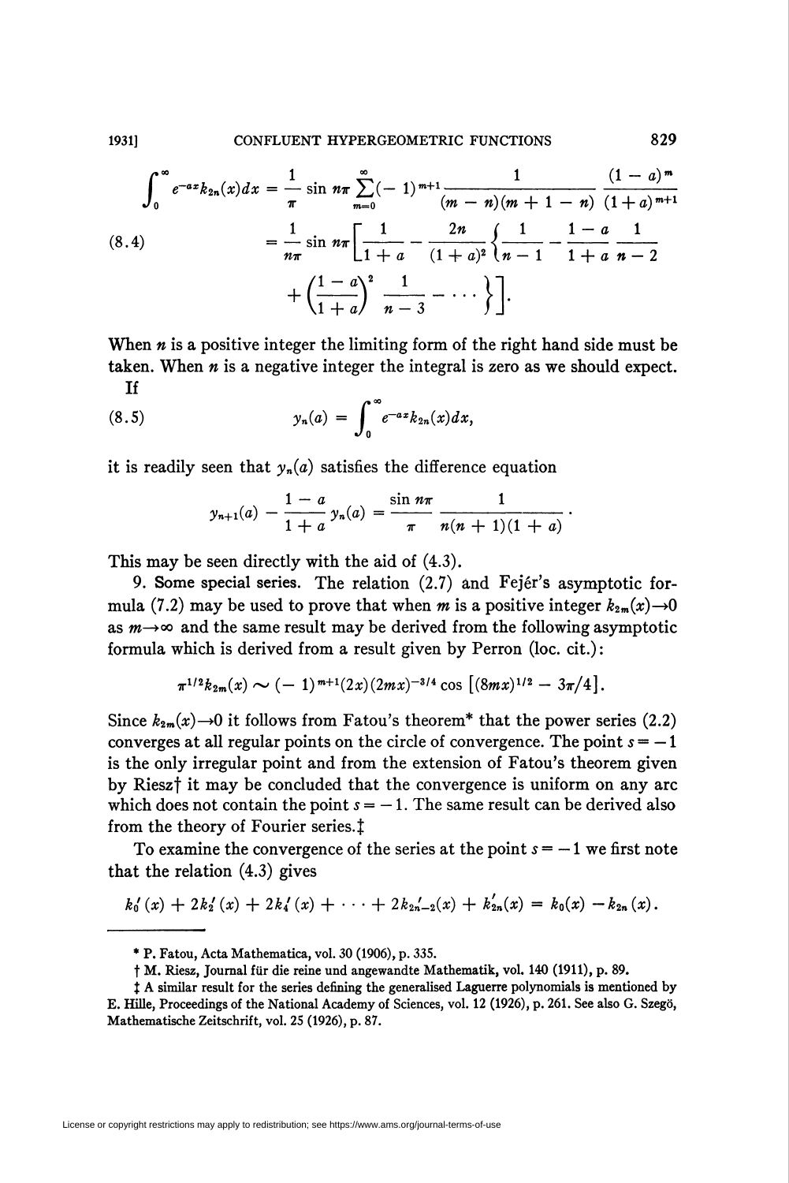$$
\begin{aligned}
\int_0^\infty e^{-ax} k_{2n}(x)\,dx &= \frac{1}{\pi}\sin n\pi \sum_{m=0}^{\infty}(-1)^{m+1}\frac{1}{(m-n)(m+1-n)}\frac{(1-a)^m}{(1+a)^{m+1}} \\
&= \frac{1}{n\pi}\sin n\pi\left[\frac{1}{1+a} - \frac{2n}{(1+a)^2}\left\{\frac{1}{n-1} - \frac{1-a}{1+a}\frac{1}{n-2}\right.\right. \\
&\qquad \left.\left. + \left(\frac{1-a}{1+a}\right)^2\frac{1}{n-3} - \cdots\right\}\right].
\end{aligned} \tag{8.4}
$$

When $n$ is a positive integer the limiting form of the right hand side must be taken. When $n$ is a negative integer the integral is zero as we should expect.

If

$$
y_n(a) = \int_0^\infty e^{-ax} k_{2n}(x)\,dx, \tag{8.5}
$$

it is readily seen that $y_n(a)$ satisfies the difference equation

$$
y_{n+1}(a) - \frac{1-a}{1+a}\,y_n(a) = \frac{\sin n\pi}{\pi}\,\frac{1}{n(n+1)(1+a)}\,.
$$

This may be seen directly with the aid of (4.3).

9. **Some special series.** The relation (2.7) and Fejér's asymptotic formula (7.2) may be used to prove that when $m$ is a positive integer $k_{2m}(x)\to 0$ as $m\to\infty$ and the same result may be derived from the following asymptotic formula which is derived from a result given by Perron (loc. cit.):

$$
\pi^{1/2}k_{2m}(x) \sim (-1)^{m+1}(2x)(2mx)^{-3/4}\cos\left[(8mx)^{1/2} - 3\pi/4\right].
$$

Since $k_{2m}(x)\to 0$ it follows from Fatou's theorem* that the power series (2.2) converges at all regular points on the circle of convergence. The point $s=-1$ is the only irregular point and from the extension of Fatou's theorem given by Riesz† it may be concluded that the convergence is uniform on any arc which does not contain the point $s=-1$. The same result can be derived also from the theory of Fourier series.‡

To examine the convergence of the series at the point $s=-1$ we first note that the relation (4.3) gives

$$
k_0'(x) + 2k_2'(x) + 2k_4'(x) + \cdots + 2k_{2n-2}'(x) + k_{2n}'(x) = k_0(x) - k_{2n}(x).
$$

---

* P. Fatou, Acta Mathematica, vol. 30 (1906), p. 335.

† M. Riesz, Journal für die reine und angewandte Mathematik, vol. 140 (1911), p. 89.

‡ A similar result for the series defining the generalised Laguerre polynomials is mentioned by E. Hille, Proceedings of the National Academy of Sciences, vol. 12 (1926), p. 261. See also G. Szegö, Mathematische Zeitschrift, vol. 25 (1926), p. 87.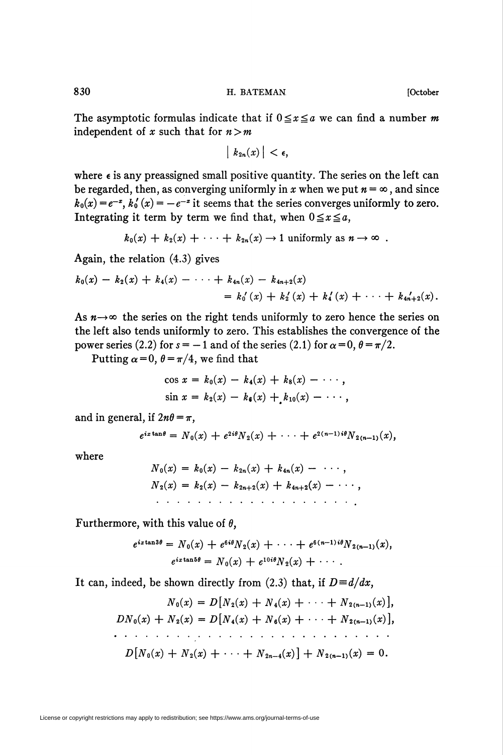The asymptotic formulas indicate that if $0 \leqq x \leqq a$ we can find a number $m$ independent of $x$ such that for $n > m$

$$| k_{2n}(x) | < \epsilon,$$

where $\epsilon$ is any preassigned small positive quantity. The series on the left can be regarded, then, as converging uniformly in $x$ when we put $n = \infty$, and since $k_0(x) = e^{-x}$, $k_0'(x) = -e^{-x}$ it seems that the series converges uniformly to zero. Integrating it term by term we find that, when $0 \leqq x \leqq a$,

$$k_0(x) + k_2(x) + \cdots + k_{2n}(x) \to 1 \text{ uniformly as } n \to \infty .$$

Again, the relation (4.3) gives

$$\begin{aligned} k_0(x) - k_2(x) + k_4(x) - \cdots + k_{4n}(x) - k_{4n+2}(x) \\ = k_0'(x) + k_2'(x) + k_4'(x) + \cdots + k_{4n+2}'(x). \end{aligned}$$

As $n \to \infty$ the series on the right tends uniformly to zero hence the series on the left also tends uniformly to zero. This establishes the convergence of the power series (2.2) for $s = -1$ and of the series (2.1) for $\alpha = 0$, $\theta = \pi/2$.

Putting $\alpha = 0$, $\theta = \pi/4$, we find that

$$\cos x = k_0(x) - k_4(x) + k_8(x) - \cdots,$$
$$\sin x = k_2(x) - k_6(x) + k_{10}(x) - \cdots,$$

and in general, if $2n\theta = \pi$,

$$e^{ix \tan \theta} = N_0(x) + e^{2i\theta} N_2(x) + \cdots + e^{2(n-1)i\theta} N_{2(n-1)}(x),$$

where

$$N_0(x) = k_0(x) - k_{2n}(x) + k_{4n}(x) - \cdots,$$
$$N_2(x) = k_2(x) - k_{2n+2}(x) + k_{4n+2}(x) - \cdots,$$
$$\cdots\cdots\cdots\cdots\cdots\cdots\cdots\cdots$$

Furthermore, with this value of $\theta$,

$$e^{ix \tan 3\theta} = N_0(x) + e^{6i\theta} N_2(x) + \cdots + e^{6(n-1)i\theta} N_{2(n-1)}(x),$$
$$e^{ix \tan 5\theta} = N_0(x) + e^{10i\theta} N_2(x) + \cdots .$$

It can, indeed, be shown directly from (2.3) that, if $D \equiv d/dx$,

$$\begin{aligned} N_0(x) &= D[N_2(x) + N_4(x) + \cdots + N_{2(n-1)}(x)], \\ DN_0(x) + N_2(x) &= D[N_4(x) + N_6(x) + \cdots + N_{2(n-1)}(x)], \\ &\cdots\cdots\cdots\cdots\cdots\cdots\cdots\cdots \\ D[N_0(x) + N_2(x) + \cdots + N_{2n-4}(x)] &+ N_{2(n-1)}(x) = 0. \end{aligned}$$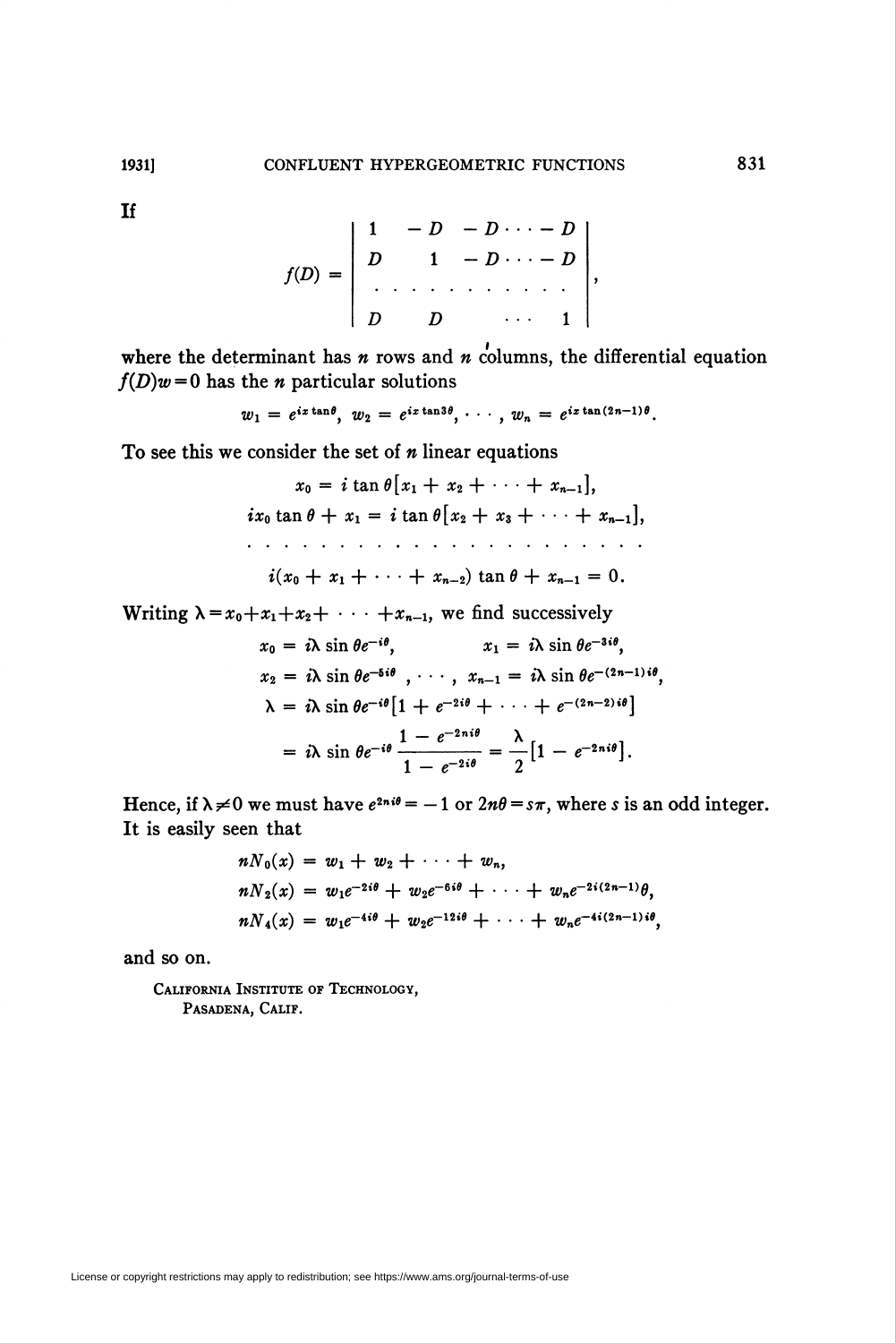If

$$
f(D) = \begin{vmatrix} 1 & -D & -D \cdots -D \\ D & 1 & -D \cdots -D \\ \cdot & \cdot \; \cdot \; \cdot & \cdot \; \cdot \; \cdot \; \cdot \\ D & D & \cdots \; 1 \end{vmatrix},
$$

where the determinant has $n$ rows and $n$ columns, the differential equation $f(D)w = 0$ has the $n$ particular solutions

$$
w_1 = e^{ix \tan \theta}, \; w_2 = e^{ix \tan 3\theta}, \cdots, \; w_n = e^{ix \tan (2n-1)\theta}.
$$

To see this we consider the set of $n$ linear equations

$$
\begin{aligned}
x_0 &= i \tan \theta [x_1 + x_2 + \cdots + x_{n-1}], \\
ix_0 \tan \theta + x_1 &= i \tan \theta [x_2 + x_3 + \cdots + x_{n-1}], \\
&\cdots\cdots\cdots\cdots\cdots\cdots \\
i(x_0 + x_1 + \cdots + x_{n-2}) \tan \theta + x_{n-1} &= 0.
\end{aligned}
$$

Writing $\lambda = x_0 + x_1 + x_2 + \cdots + x_{n-1}$, we find successively

$$
\begin{aligned}
x_0 &= i\lambda \sin \theta e^{-i\theta}, \qquad x_1 = i\lambda \sin \theta e^{-3i\theta}, \\
x_2 &= i\lambda \sin \theta e^{-5i\theta}, \cdots, \; x_{n-1} = i\lambda \sin \theta e^{-(2n-1)i\theta}, \\
\lambda &= i\lambda \sin \theta e^{-i\theta} [1 + e^{-2i\theta} + \cdots + e^{-(2n-2)i\theta}] \\
&= i\lambda \sin \theta e^{-i\theta} \frac{1 - e^{-2ni\theta}}{1 - e^{-2i\theta}} = \frac{\lambda}{2} [1 - e^{-2ni\theta}].
\end{aligned}
$$

Hence, if $\lambda \neq 0$ we must have $e^{2ni\theta} = -1$ or $2n\theta = s\pi$, where $s$ is an odd integer. It is easily seen that

$$
\begin{aligned}
nN_0(x) &= w_1 + w_2 + \cdots + w_n, \\
nN_2(x) &= w_1 e^{-2i\theta} + w_2 e^{-6i\theta} + \cdots + w_n e^{-2i(2n-1)\theta}, \\
nN_4(x) &= w_1 e^{-4i\theta} + w_2 e^{-12i\theta} + \cdots + w_n e^{-4i(2n-1)i\theta},
\end{aligned}
$$

and so on.

California Institute of Technology,
Pasadena, Calif.